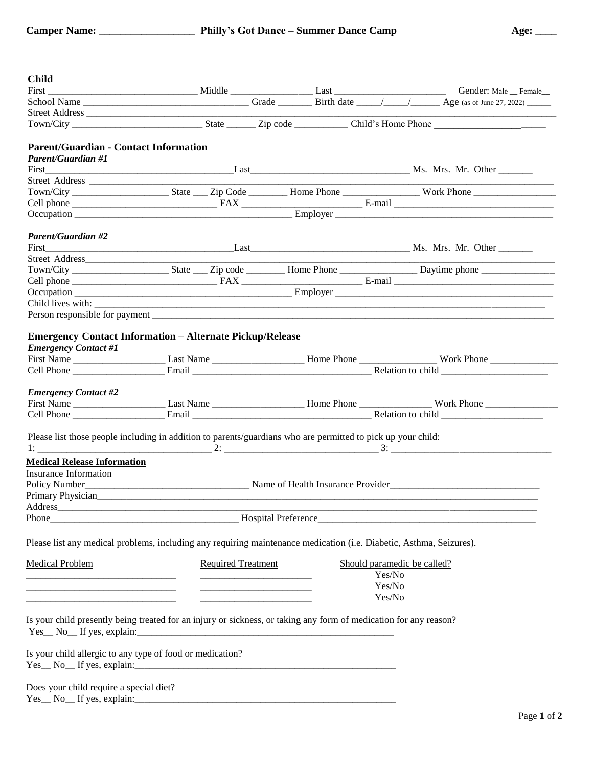**Camper Name: _________________ Philly's Got Dance – Summer Dance Camp Age: ____**

## Child

First _____________________________ Middle ________________ Last ______________________ Gender: Male __ Female__

School Name ________________________________ Grade _______ Birth date _____/_____/______ Age (as of June 27, 2022) _____

Street Address ___________________________________________________________________________________________

Town/City __________________________ State ______ Zip code ___________ Child's Home Phone _______________________

## Parent/Guardian - Contact Information

### *Parent/Guardian #1*

First______________________________________Last________________________________ Ms. Mrs. Mr. Other _______

Street Address ____________________________________________________________________________________________

Town/City ____________________ State ___ Zip Code ________ Home Phone _______________ Work Phone ________________

Cell phone _____________________________ FAX ________________________ E-mail ________________________________

Occupation ____________________________________________ Employer __________________________________________

### *Parent/Guardian #2*

First______________________________________Last________________________________ Ms. Mrs. Mr. Other _______

Street Address_____________________________________________________________________________________________

Town/City ____________________ State ___ Zip code ________ Home Phone _______________ Daytime phone ______________

Cell phone _____________________________ FAX ________________________ E-mail ________________________________

Occupation ____________________________________________ Employer __________________________________________

Child lives with: ____________________________________________________________________________________________

Person responsible for payment ______________________________________________________________________________

## Emergency Contact Information – Alternate Pickup/Release

### *Emergency Contact #1*

First Name __________________ Last Name __________________ Home Phone ________________ Work Phone ______________

Cell Phone __________________ Email ____________________________________ Relation to child ______________________

### *Emergency Contact #2*

First Name __________________ Last Name __________________ Home Phone _______________ Work Phone _______________

Cell Phone __________________ Email ____________________________________ Relation to child _____________________

Please list those people including in addition to parents/guardians who are permitted to pick up your child:

1: ___________________________________ 2: _______________________________ 3: __________________________________

## Medical Release Information

Insurance Information

Policy Number__________________________________ Name of Health Insurance Provider______________________________

Primary Physician__________________________________________________________________________________________

Address_________________________________________________________________________________________________

Phone______________________________________ Hospital Preference______________________________________________

Please list any medical problems, including any requiring maintenance medication (i.e. Diabetic, Asthma, Seizures).

| Medical Problem | Required Treatment | Should paramedic be called? |
|---|---|---|
| ______________________________ | ______________________ | Yes/No |
| ______________________________ | ______________________ | Yes/No |
| ______________________________ | ______________________ | Yes/No |

Is your child presently being treated for an injury or sickness, or taking any form of medication for any reason?

Yes__ No__ If yes, explain:______________________________________________________

Is your child allergic to any type of food or medication?

Yes__ No__ If yes, explain:______________________________________________________

Does your child require a special diet?

Yes__ No__ If yes, explain:______________________________________________________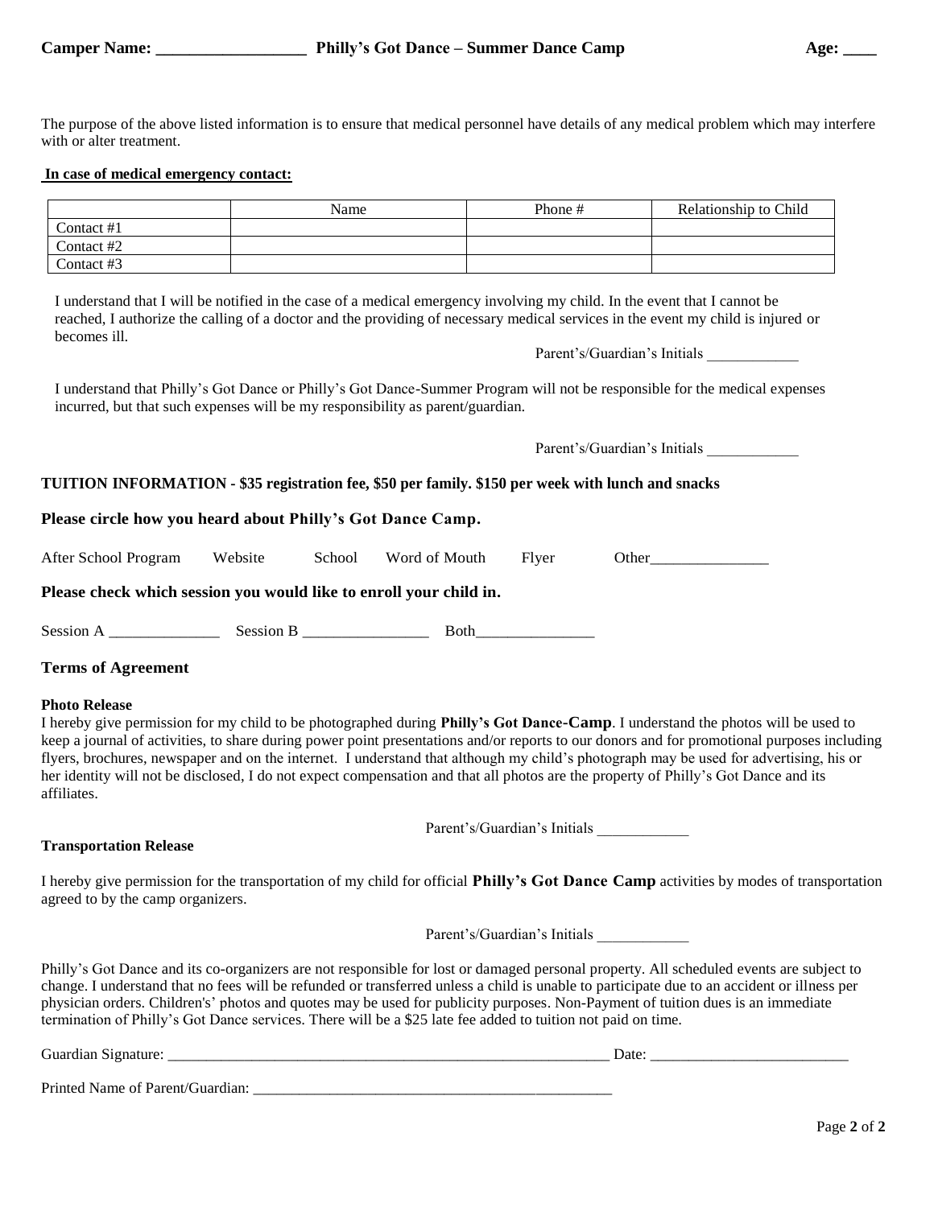The purpose of the above listed information is to ensure that medical personnel have details of any medical problem which may interfere with or alter treatment.

**In case of medical emergency contact:**

| | Name | Phone # | Relationship to Child |
|---|---|---|---|
| Contact #1 | | | |
| Contact #2 | | | |
| Contact #3 | | | |

I understand that I will be notified in the case of a medical emergency involving my child. In the event that I cannot be reached, I authorize the calling of a doctor and the providing of necessary medical services in the event my child is injured or becomes ill.

Parent's/Guardian's Initials ____________

I understand that Philly's Got Dance or Philly's Got Dance-Summer Program will not be responsible for the medical expenses incurred, but that such expenses will be my responsibility as parent/guardian.

Parent's/Guardian's Initials ____________

**TUITION INFORMATION - $35 registration fee, $50 per family. $150 per week with lunch and snacks**

**Please circle how you heard about Philly's Got Dance Camp.**

After School Program     Website     School     Word of Mouth     Flyer     Other_______________

**Please check which session you would like to enroll your child in.**

Session A ______________     Session B ________________     Both_______________

**Terms of Agreement**

**Photo Release**
I hereby give permission for my child to be photographed during **Philly's Got Dance-Camp**. I understand the photos will be used to keep a journal of activities, to share during power point presentations and/or reports to our donors and for promotional purposes including flyers, brochures, newspaper and on the internet. I understand that although my child's photograph may be used for advertising, his or her identity will not be disclosed, I do not expect compensation and that all photos are the property of Philly's Got Dance and its affiliates.

Parent's/Guardian's Initials ____________

**Transportation Release**

I hereby give permission for the transportation of my child for official **Philly's Got Dance Camp** activities by modes of transportation agreed to by the camp organizers.

Parent's/Guardian's Initials ____________

Philly's Got Dance and its co-organizers are not responsible for lost or damaged personal property. All scheduled events are subject to change. I understand that no fees will be refunded or transferred unless a child is unable to participate due to an accident or illness per physician orders. Children's' photos and quotes may be used for publicity purposes. Non-Payment of tuition dues is an immediate termination of Philly's Got Dance services. There will be a $25 late fee added to tuition not paid on time.

Guardian Signature: ____________________________________________________________ Date: __________________________

Printed Name of Parent/Guardian: __________________________________________________